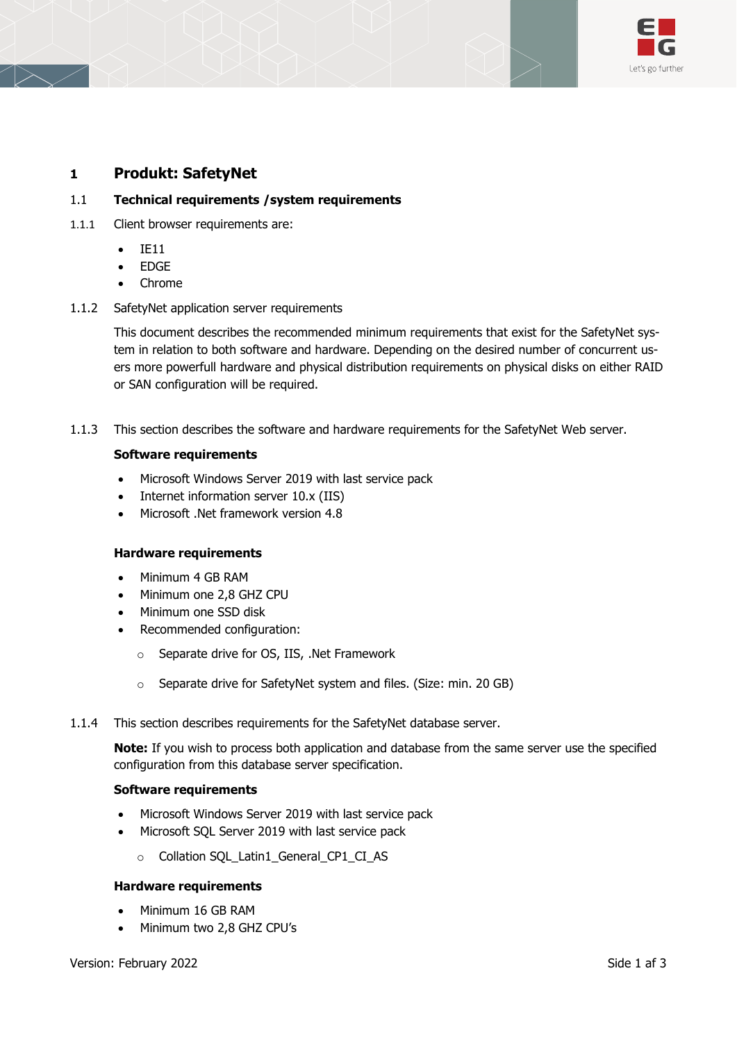# 1 Produkt: SafetyNet

## 1.1 Technical requirements /system requirements

### 1.1.1 Client browser requirements are:

- IE11
- EDGE
- Chrome

### 1.1.2 SafetyNet application server requirements

This document describes the recommended minimum requirements that exist for the SafetyNet system in relation to both software and hardware. Depending on the desired number of concurrent users more powerfull hardware and physical distribution requirements on physical disks on either RAID or SAN configuration will be required.

### 1.1.3 This section describes the software and hardware requirements for the SafetyNet Web server.

**Software requirements**

- Microsoft Windows Server 2019 with last service pack
- Internet information server 10.x (IIS)
- Microsoft .Net framework version 4.8

**Hardware requirements**

- Minimum 4 GB RAM
- Minimum one 2,8 GHZ CPU
- Minimum one SSD disk
- Recommended configuration:
  - Separate drive for OS, IIS, .Net Framework
  - Separate drive for SafetyNet system and files. (Size: min. 20 GB)

### 1.1.4 This section describes requirements for the SafetyNet database server.

**Note:** If you wish to process both application and database from the same server use the specified configuration from this database server specification.

**Software requirements**

- Microsoft Windows Server 2019 with last service pack
- Microsoft SQL Server 2019 with last service pack
  - Collation SQL_Latin1_General_CP1_CI_AS

**Hardware requirements**

- Minimum 16 GB RAM
- Minimum two 2,8 GHZ CPU's

Version: February 2022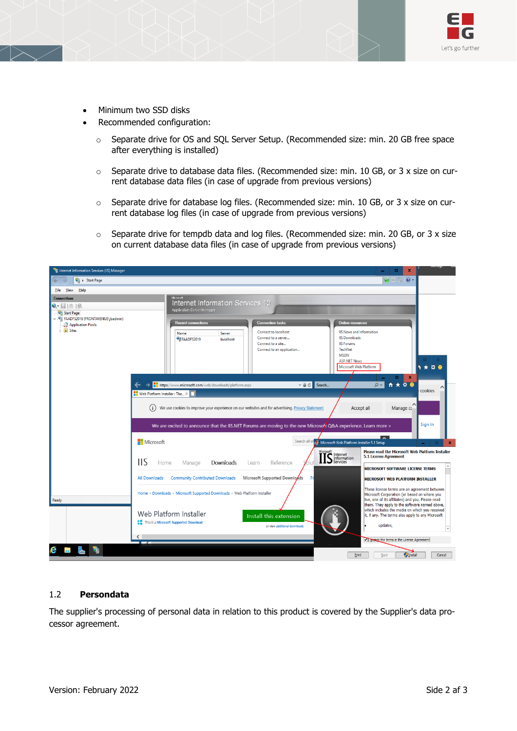- Minimum two SSD disks
- Recommended configuration:
  - Separate drive for OS and SQL Server Setup. (Recommended size: min. 20 GB free space after everything is installed)
  - Separate drive to database data files. (Recommended size: min. 10 GB, or 3 x size on current database data files (in case of upgrade from previous versions)
  - Separate drive for database log files. (Recommended size: min. 10 GB, or 3 x size on current database log files (in case of upgrade from previous versions)
  - Separate drive for tempdb data and log files. (Recommended size: min. 20 GB, or 3 x size on current database data files (in case of upgrade from previous versions)

## 1.2 Persondata

The supplier's processing of personal data in relation to this product is covered by the Supplier's data processor agreement.

Version: February 2022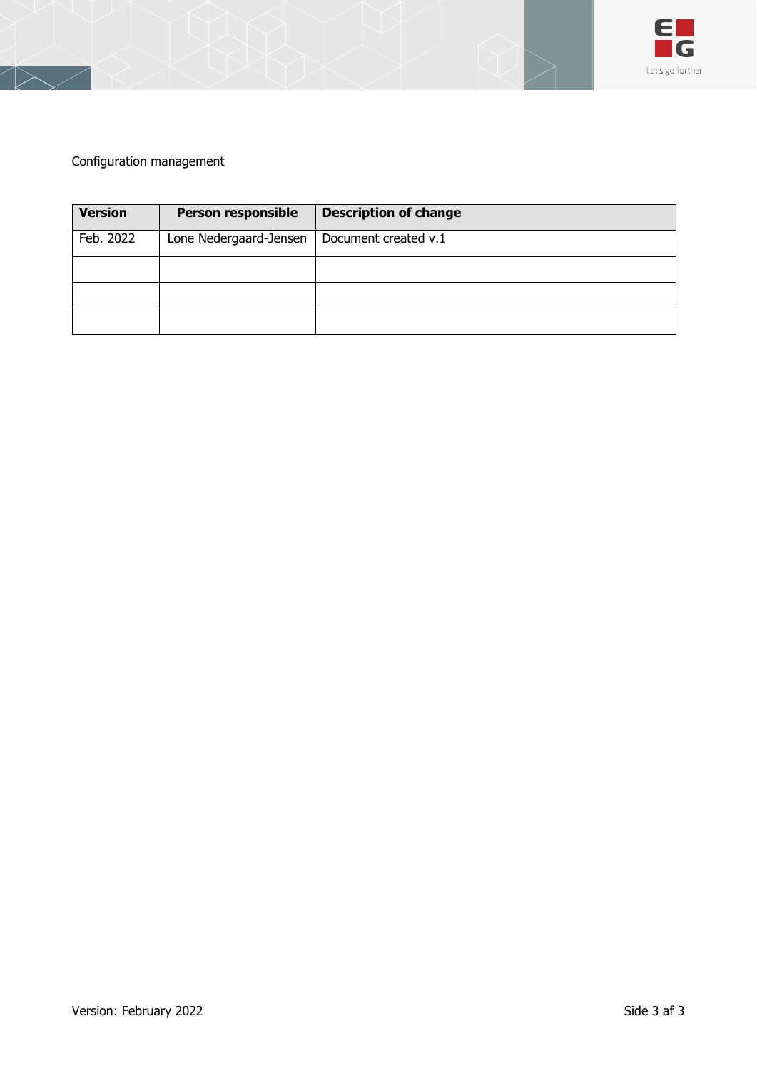Configuration management

| Version | Person responsible | Description of change |
|---|---|---|
| Feb. 2022 | Lone Nedergaard-Jensen | Document created v.1 |
| | | |
| | | |
| | | |

Version: February 2022